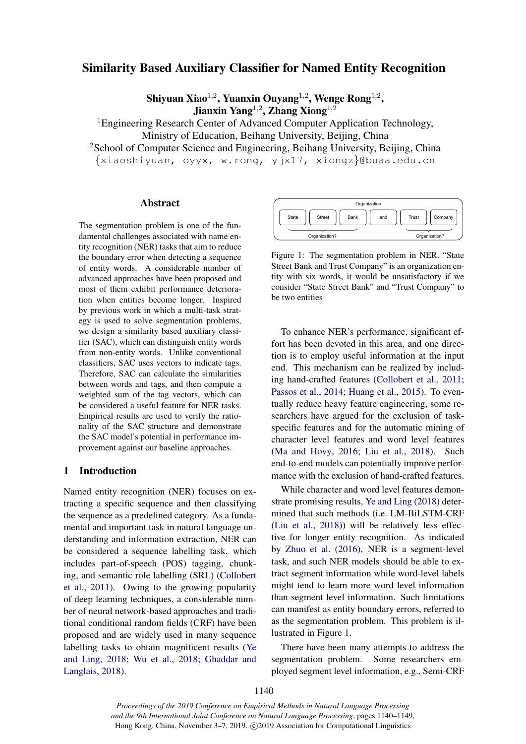# Similarity Based Auxiliary Classifier for Named Entity Recognition

**Shiyuan Xiao**[1,2], **Yuanxin Ouyang**[1,2], **Wenge Rong**[1,2], **Jianxin Yang**[1,2], **Zhang Xiong**[1,2]

[1]Engineering Research Center of Advanced Computer Application Technology, Ministry of Education, Beihang University, Beijing, China

[2]School of Computer Science and Engineering, Beihang University, Beijing, China

{xiaoshiyuan, oyyx, w.rong, yjx17, xiongz}@buaa.edu.cn

## Abstract

The segmentation problem is one of the fundamental challenges associated with name entity recognition (NER) tasks that aim to reduce the boundary error when detecting a sequence of entity words. A considerable number of advanced approaches have been proposed and most of them exhibit performance deterioration when entities become longer. Inspired by previous work in which a multi-task strategy is used to solve segmentation problems, we design a similarity based auxiliary classifier (SAC), which can distinguish entity words from non-entity words. Unlike conventional classifiers, SAC uses vectors to indicate tags. Therefore, SAC can calculate the similarities between words and tags, and then compute a weighted sum of the tag vectors, which can be considered a useful feature for NER tasks. Empirical results are used to verify the rationality of the SAC structure and demonstrate the SAC model's potential in performance improvement against our baseline approaches.

## 1 Introduction

Named entity recognition (NER) focuses on extracting a specific sequence and then classifying the sequence as a predefined category. As a fundamental and important task in natural language understanding and information extraction, NER can be considered a sequence labelling task, which includes part-of-speech (POS) tagging, chunking, and semantic role labelling (SRL) (Collobert et al., 2011). Owing to the growing popularity of deep learning techniques, a considerable number of neural network-based approaches and traditional conditional random fields (CRF) have been proposed and are widely used in many sequence labelling tasks to obtain magnificent results (Ye and Ling, 2018; Wu et al., 2018; Ghaddar and Langlais, 2018).

Organization

State | Street | Bank | and | Trust | Company

Organization? | Organization?

Figure 1: The segmentation problem in NER. "State Street Bank and Trust Company" is an organization entity with six words, it would be unsatisfactory if we consider "State Street Bank" and "Trust Company" to be two entities

To enhance NER's performance, significant effort has been devoted in this area, and one direction is to employ useful information at the input end. This mechanism can be realized by including hand-crafted features (Collobert et al., 2011; Passos et al., 2014; Huang et al., 2015). To eventually reduce heavy feature engineering, some researchers have argued for the exclusion of task-specific features and for the automatic mining of character level features and word level features (Ma and Hovy, 2016; Liu et al., 2018). Such end-to-end models can potentially improve performance with the exclusion of hand-crafted features.

While character and word level features demonstrate promising results, Ye and Ling (2018) determined that such methods (i.e. LM-BiLSTM-CRF (Liu et al., 2018)) will be relatively less effective for longer entity recognition. As indicated by Zhuo et al. (2016), NER is a segment-level task, and such NER models should be able to extract segment information while word-level labels might tend to learn more word level information than segment level information. Such limitations can manifest as entity boundary errors, referred to as the segmentation problem. This problem is illustrated in Figure 1.

There have been many attempts to address the segmentation problem. Some researchers employed segment level information, e.g., Semi-CRF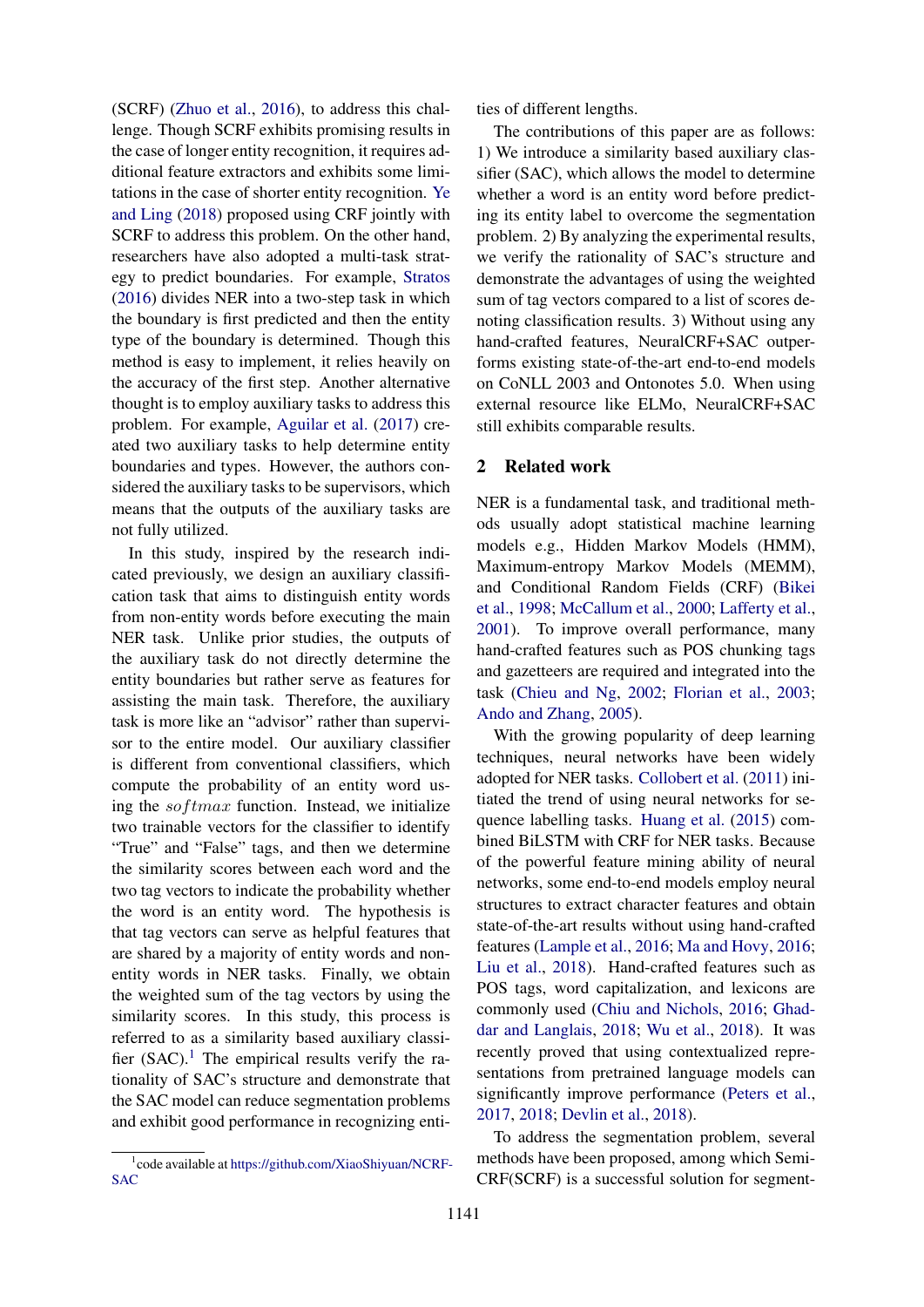(SCRF) (Zhuo et al., 2016), to address this challenge. Though SCRF exhibits promising results in the case of longer entity recognition, it requires additional feature extractors and exhibits some limitations in the case of shorter entity recognition. Ye and Ling (2018) proposed using CRF jointly with SCRF to address this problem. On the other hand, researchers have also adopted a multi-task strategy to predict boundaries. For example, Stratos (2016) divides NER into a two-step task in which the boundary is first predicted and then the entity type of the boundary is determined. Though this method is easy to implement, it relies heavily on the accuracy of the first step. Another alternative thought is to employ auxiliary tasks to address this problem. For example, Aguilar et al. (2017) created two auxiliary tasks to help determine entity boundaries and types. However, the authors considered the auxiliary tasks to be supervisors, which means that the outputs of the auxiliary tasks are not fully utilized.

In this study, inspired by the research indicated previously, we design an auxiliary classification task that aims to distinguish entity words from non-entity words before executing the main NER task. Unlike prior studies, the outputs of the auxiliary task do not directly determine the entity boundaries but rather serve as features for assisting the main task. Therefore, the auxiliary task is more like an "advisor" rather than supervisor to the entire model. Our auxiliary classifier is different from conventional classifiers, which compute the probability of an entity word using the $softmax$ function. Instead, we initialize two trainable vectors for the classifier to identify "True" and "False" tags, and then we determine the similarity scores between each word and the two tag vectors to indicate the probability whether the word is an entity word. The hypothesis is that tag vectors can serve as helpful features that are shared by a majority of entity words and non-entity words in NER tasks. Finally, we obtain the weighted sum of the tag vectors by using the similarity scores. In this study, this process is referred to as a similarity based auxiliary classifier (SAC).[1] The empirical results verify the rationality of SAC's structure and demonstrate that the SAC model can reduce segmentation problems and exhibit good performance in recognizing entities of different lengths.

[1] code available at https://github.com/XiaoShiyuan/NCRF-SAC

The contributions of this paper are as follows: 1) We introduce a similarity based auxiliary classifier (SAC), which allows the model to determine whether a word is an entity word before predicting its entity label to overcome the segmentation problem. 2) By analyzing the experimental results, we verify the rationality of SAC's structure and demonstrate the advantages of using the weighted sum of tag vectors compared to a list of scores denoting classification results. 3) Without using any hand-crafted features, NeuralCRF+SAC outperforms existing state-of-the-art end-to-end models on CoNLL 2003 and Ontonotes 5.0. When using external resource like ELMo, NeuralCRF+SAC still exhibits comparable results.

## 2 Related work

NER is a fundamental task, and traditional methods usually adopt statistical machine learning models e.g., Hidden Markov Models (HMM), Maximum-entropy Markov Models (MEMM), and Conditional Random Fields (CRF) (Bikei et al., 1998; McCallum et al., 2000; Lafferty et al., 2001). To improve overall performance, many hand-crafted features such as POS chunking tags and gazetteers are required and integrated into the task (Chieu and Ng, 2002; Florian et al., 2003; Ando and Zhang, 2005).

With the growing popularity of deep learning techniques, neural networks have been widely adopted for NER tasks. Collobert et al. (2011) initiated the trend of using neural networks for sequence labelling tasks. Huang et al. (2015) combined BiLSTM with CRF for NER tasks. Because of the powerful feature mining ability of neural networks, some end-to-end models employ neural structures to extract character features and obtain state-of-the-art results without using hand-crafted features (Lample et al., 2016; Ma and Hovy, 2016; Liu et al., 2018). Hand-crafted features such as POS tags, word capitalization, and lexicons are commonly used (Chiu and Nichols, 2016; Ghaddar and Langlais, 2018; Wu et al., 2018). It was recently proved that using contextualized representations from pretrained language models can significantly improve performance (Peters et al., 2017, 2018; Devlin et al., 2018).

To address the segmentation problem, several methods have been proposed, among which Semi-CRF(SCRF) is a successful solution for segment-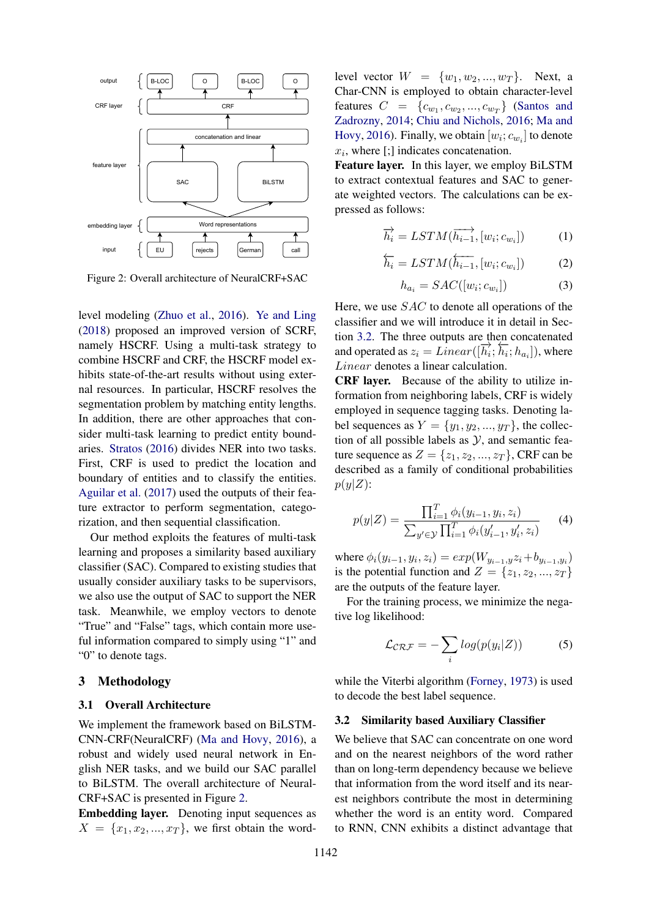output
B-LOC O B-LOC O
CRF layer
CRF
feature layer
concatenation and linear
SAC
BiLSTM
embedding layer
Word representations
input
EU rejects German call

Figure 2: Overall architecture of NeuralCRF+SAC

level modeling (Zhuo et al., 2016). Ye and Ling (2018) proposed an improved version of SCRF, namely HSCRF. Using a multi-task strategy to combine HSCRF and CRF, the HSCRF model exhibits state-of-the-art results without using external resources. In particular, HSCRF resolves the segmentation problem by matching entity lengths. In addition, there are other approaches that consider multi-task learning to predict entity boundaries. Stratos (2016) divides NER into two tasks. First, CRF is used to predict the location and boundary of entities and to classify the entities. Aguilar et al. (2017) used the outputs of their feature extractor to perform segmentation, categorization, and then sequential classification.

Our method exploits the features of multi-task learning and proposes a similarity based auxiliary classifier (SAC). Compared to existing studies that usually consider auxiliary tasks to be supervisors, we also use the output of SAC to support the NER task. Meanwhile, we employ vectors to denote "True" and "False" tags, which contain more useful information compared to simply using "1" and "0" to denote tags.

## 3 Methodology

### 3.1 Overall Architecture

We implement the framework based on BiLSTM-CNN-CRF(NeuralCRF) (Ma and Hovy, 2016), a robust and widely used neural network in English NER tasks, and we build our SAC parallel to BiLSTM. The overall architecture of NeuralCRF+SAC is presented in Figure 2.

**Embedding layer.** Denoting input sequences as $X = \{x_1, x_2, ..., x_T\}$, we first obtain the word-level vector $W = \{w_1, w_2, ..., w_T\}$. Next, a Char-CNN is employed to obtain character-level features $C = \{c_{w_1}, c_{w_2}, ..., c_{w_T}\}$ (Santos and Zadrozny, 2014; Chiu and Nichols, 2016; Ma and Hovy, 2016). Finally, we obtain $[w_i; c_{w_i}]$ to denote $x_i$, where [;] indicates concatenation.

**Feature layer.** In this layer, we employ BiLSTM to extract contextual features and SAC to generate weighted vectors. The calculations can be expressed as follows:

$$\overrightarrow{h_i} = LSTM(\overrightarrow{h_{i-1}}, [w_i; c_{w_i}]) \quad (1)$$

$$\overleftarrow{h_i} = LSTM(\overleftarrow{h_{i-1}}, [w_i; c_{w_i}]) \quad (2)$$

$$h_{a_i} = SAC([w_i; c_{w_i}]) \quad (3)$$

Here, we use $SAC$ to denote all operations of the classifier and we will introduce it in detail in Section 3.2. The three outputs are then concatenated and operated as $z_i = Linear([\overrightarrow{h_i}; \overleftarrow{h_i}; h_{a_i}])$, where $Linear$ denotes a linear calculation.

**CRF layer.** Because of the ability to utilize information from neighboring labels, CRF is widely employed in sequence tagging tasks. Denoting label sequences as $Y = \{y_1, y_2, ..., y_T\}$, the collection of all possible labels as $\mathcal{Y}$, and semantic feature sequence as $Z = \{z_1, z_2, ..., z_T\}$, CRF can be described as a family of conditional probabilities $p(y|Z)$:

$$p(y|Z) = \frac{\prod_{i=1}^{T} \phi_i(y_{i-1}, y_i, z_i)}{\sum_{y' \in \mathcal{Y}} \prod_{i=1}^{T} \phi_i(y'_{i-1}, y'_i, z_i)} \quad (4)$$

where $\phi_i(y_{i-1}, y_i, z_i) = exp(W_{y_{i-1},y} z_i + b_{y_{i-1},y_i})$ is the potential function and $Z = \{z_1, z_2, ..., z_T\}$ are the outputs of the feature layer.

For the training process, we minimize the negative log likelihood:

$$\mathcal{L}_{\mathcal{CRF}} = -\sum_i log(p(y_i|Z)) \quad (5)$$

while the Viterbi algorithm (Forney, 1973) is used to decode the best label sequence.

### 3.2 Similarity Based Auxiliary Classifier

We believe that SAC can concentrate on one word and on the nearest neighbors of the word rather than on long-term dependency because we believe that information from the word itself and its nearest neighbors contribute the most in determining whether the word is an entity word. Compared to RNN, CNN exhibits a distinct advantage that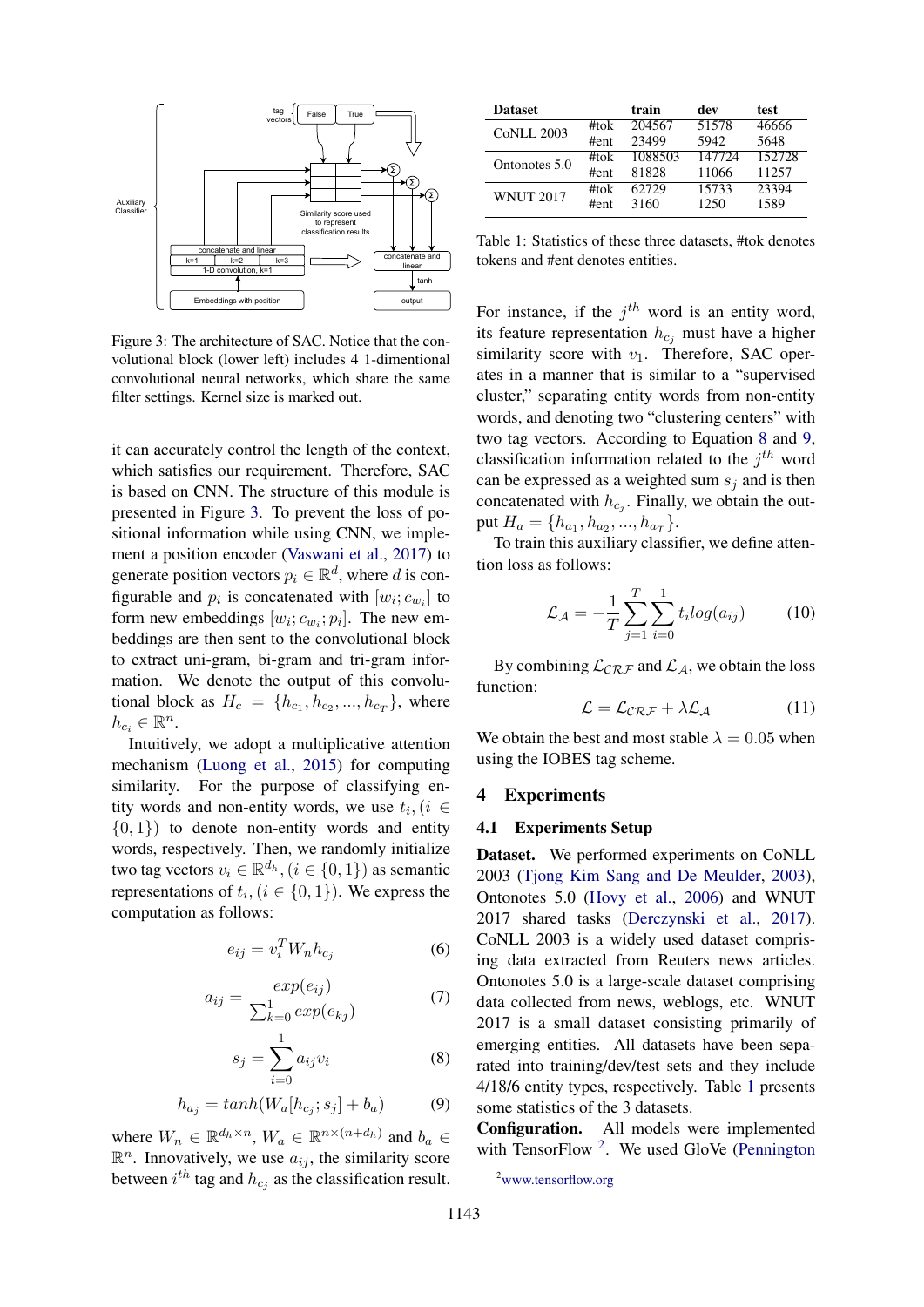tag vectors

False

True

Auxiliary Classifier

Similarity score used to represent classification results

concatenate and linear

k=1

k=2

k=3

1-D convolution, k=1

concatenate and linear

tanh

Embeddings with position

output

Figure 3: The architecture of SAC. Notice that the convolutional block (lower left) includes 4 1-dimentional convolutional neural networks, which share the same filter settings. Kernel size is marked out.

it can accurately control the length of the context, which satisfies our requirement. Therefore, SAC is based on CNN. The structure of this module is presented in Figure 3. To prevent the loss of positional information while using CNN, we implement a position encoder (Vaswani et al., 2017) to generate position vectors $p_i \in \mathbb{R}^d$, where $d$ is configurable and $p_i$ is concatenated with $[w_i; c_{w_i}]$ to form new embeddings $[w_i; c_{w_i}; p_i]$. The new embeddings are then sent to the convolutional block to extract uni-gram, bi-gram and tri-gram information. We denote the output of this convolutional block as $H_c = \{h_{c_1}, h_{c_2}, ..., h_{c_T}\}$, where $h_{c_i} \in \mathbb{R}^n$.

Intuitively, we adopt a multiplicative attention mechanism (Luong et al., 2015) for computing similarity. For the purpose of classifying entity words and non-entity words, we use $t_i, (i \in \{0, 1\})$ to denote non-entity words and entity words, respectively. Then, we randomly initialize two tag vectors $v_i \in \mathbb{R}^{d_h}, (i \in \{0, 1\})$ as semantic representations of $t_i, (i \in \{0, 1\})$. We express the computation as follows:

$$e_{ij} = v_i^T W_n h_{c_j} \tag{6}$$

$$a_{ij} = \frac{exp(e_{ij})}{\sum_{k=0}^{1} exp(e_{kj})} \tag{7}$$

$$s_j = \sum_{i=0}^{1} a_{ij} v_i \tag{8}$$

$$h_{a_j} = tanh(W_a[h_{c_j}; s_j] + b_a) \tag{9}$$

where $W_n \in \mathbb{R}^{d_h \times n}$, $W_a \in \mathbb{R}^{n \times (n+d_h)}$ and $b_a \in \mathbb{R}^n$. Innovatively, we use $a_{ij}$, the similarity score between $i^{th}$ tag and $h_{c_j}$ as the classification result.

| Dataset | | train | dev | test |
|---|---|---|---|---|
| CoNLL 2003 | #tok | 204567 | 51578 | 46666 |
| | #ent | 23499 | 5942 | 5648 |
| Ontonotes 5.0 | #tok | 1088503 | 147724 | 152728 |
| | #ent | 81828 | 11066 | 11257 |
| WNUT 2017 | #tok | 62729 | 15733 | 23394 |
| | #ent | 3160 | 1250 | 1589 |

Table 1: Statistics of these three datasets, #tok denotes tokens and #ent denotes entities.

For instance, if the $j^{th}$ word is an entity word, its feature representation $h_{c_j}$ must have a higher similarity score with $v_1$. Therefore, SAC operates in a manner that is similar to a "supervised cluster," separating entity words from non-entity words, and denoting two "clustering centers" with two tag vectors. According to Equation 8 and 9, classification information related to the $j^{th}$ word can be expressed as a weighted sum $s_j$ and is then concatenated with $h_{c_j}$. Finally, we obtain the output $H_a = \{h_{a_1}, h_{a_2}, ..., h_{a_T}\}$.

To train this auxiliary classifier, we define attention loss as follows:

$$\mathcal{L}_{\mathcal{A}} = -\frac{1}{T} \sum_{j=1}^{T} \sum_{i=0}^{1} t_i log(a_{ij}) \tag{10}$$

By combining $\mathcal{L}_{\mathcal{CRF}}$ and $\mathcal{L}_{\mathcal{A}}$, we obtain the loss function:

$$\mathcal{L} = \mathcal{L}_{\mathcal{CRF}} + \lambda \mathcal{L}_{\mathcal{A}} \tag{11}$$

We obtain the best and most stable $\lambda = 0.05$ when using the IOBES tag scheme.

## 4 Experiments

### 4.1 Experiments Setup

**Dataset.** We performed experiments on CoNLL 2003 (Tjong Kim Sang and De Meulder, 2003), Ontonotes 5.0 (Hovy et al., 2006) and WNUT 2017 shared tasks (Derczynski et al., 2017). CoNLL 2003 is a widely used dataset comprising data extracted from Reuters news articles. Ontonotes 5.0 is a large-scale dataset comprising data collected from news, weblogs, etc. WNUT 2017 is a small dataset consisting primarily of emerging entities. All datasets have been separated into training/dev/test sets and they include 4/18/6 entity types, respectively. Table 1 presents some statistics of the 3 datasets.

**Configuration.** All models were implemented with TensorFlow [2]. We used GloVe (Pennington

[2] www.tensorflow.org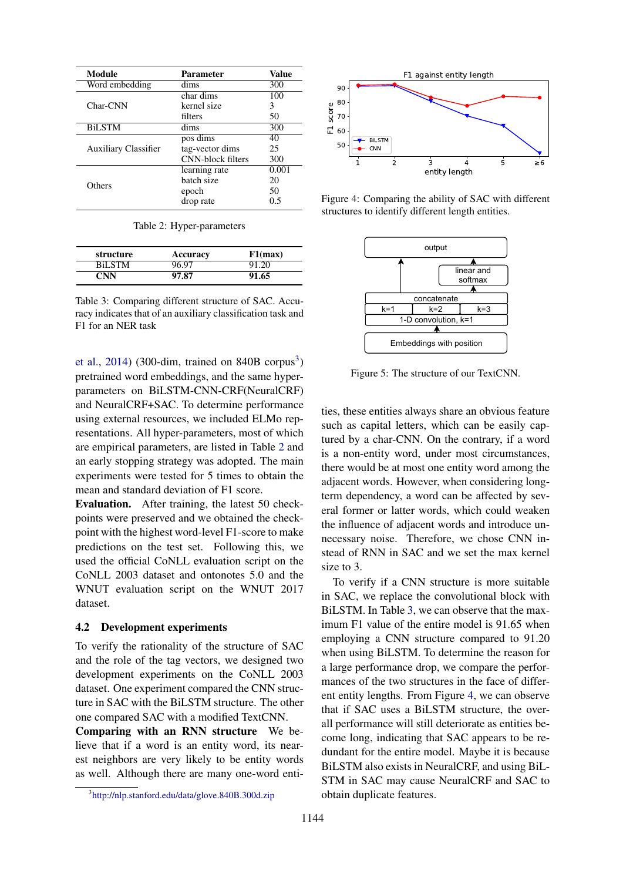| Module | Parameter | Value |
|---|---|---|
| Word embedding | dims | 300 |
| Char-CNN | char dims | 100 |
| | kernel size | 3 |
| | filters | 50 |
| BiLSTM | dims | 300 |
| Auxiliary Classifier | pos dims | 40 |
| | tag-vector dims | 25 |
| | CNN-block filters | 300 |
| Others | learning rate | 0.001 |
| | batch size | 20 |
| | epoch | 50 |
| | drop rate | 0.5 |

Table 2: Hyper-parameters

| structure | Accuracy | F1(max) |
|---|---|---|
| BiLSTM | 96.97 | 91.20 |
| **CNN** | **97.87** | **91.65** |

Table 3: Comparing different structure of SAC. Accuracy indicates that of an auxiliary classification task and F1 for an NER task

et al., 2014) (300-dim, trained on 840B corpus[3]) pretrained word embeddings, and the same hyper-parameters on BiLSTM-CNN-CRF(NeuralCRF) and NeuralCRF+SAC. To determine performance using external resources, we included ELMo representations. All hyper-parameters, most of which are empirical parameters, are listed in Table 2 and an early stopping strategy was adopted. The main experiments were tested for 5 times to obtain the mean and standard deviation of F1 score.

**Evaluation.** After training, the latest 50 checkpoints were preserved and we obtained the checkpoint with the highest word-level F1-score to make predictions on the test set. Following this, we used the official CoNLL evaluation script on the CoNLL 2003 dataset and ontonotes 5.0 and the WNUT evaluation script on the WNUT 2017 dataset.

## 4.2 Development experiments

To verify the rationality of the structure of SAC and the role of the tag vectors, we designed two development experiments on the CoNLL 2003 dataset. One experiment compared the CNN structure in SAC with the BiLSTM structure. The other one compared SAC with a modified TextCNN.

**Comparing with an RNN structure** We believe that if a word is an entity word, its nearest neighbors are very likely to be entity words as well. Although there are many one-word entities, these entities always share an obvious feature such as capital letters, which can be easily captured by a char-CNN. On the contrary, if a word is a non-entity word, under most circumstances, there would be at most one entity word among the adjacent words. However, when considering long-term dependency, a word can be affected by several former or latter words, which could weaken the influence of adjacent words and introduce unnecessary noise. Therefore, we chose CNN instead of RNN in SAC and we set the max kernel size to 3.

To verify if a CNN structure is more suitable in SAC, we replace the convolutional block with BiLSTM. In Table 3, we can observe that the maximum F1 value of the entire model is 91.65 when employing a CNN structure compared to 91.20 when using BiLSTM. To determine the reason for a large performance drop, we compare the performances of the two structures in the face of different entity lengths. From Figure 4, we can observe that if SAC uses a BiLSTM structure, the overall performance will still deteriorate as entities become long, indicating that SAC appears to be redundant for the entire model. Maybe it is because BiLSTM also exists in NeuralCRF, and using BiLSTM in SAC may cause NeuralCRF and SAC to obtain duplicate features.

F1 against entity length
F1 score
90
80
70
60
50
BiLSTM
CNN
1 2 3 4 5 ≥6
entity length

Figure 4: Comparing the ability of SAC with different structures to identify different length entities.

output
linear and softmax
concatenate
k=1 k=2 k=3
1-D convolution, k=1
Embeddings with position

Figure 5: The structure of our TextCNN.

[3]http://nlp.stanford.edu/data/glove.840B.300d.zip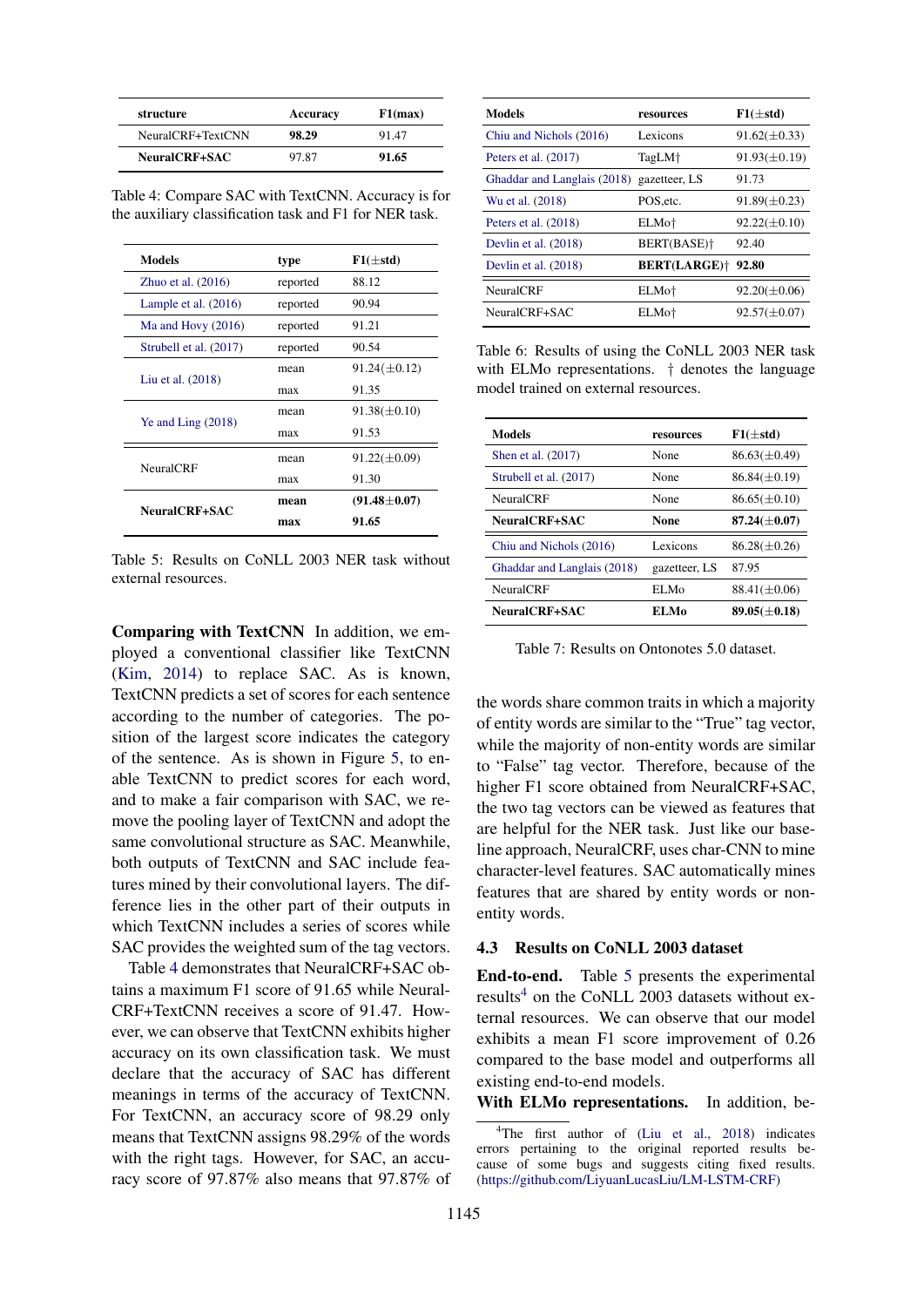| structure | Accuracy | F1(max) |
|---|---|---|
| NeuralCRF+TextCNN | **98.29** | 91.47 |
| **NeuralCRF+SAC** | 97.87 | **91.65** |

Table 4: Compare SAC with TextCNN. Accuracy is for the auxiliary classification task and F1 for NER task.

| Models | type | F1(±std) |
|---|---|---|
| Zhuo et al. (2016) | reported | 88.12 |
| Lample et al. (2016) | reported | 90.94 |
| Ma and Hovy (2016) | reported | 91.21 |
| Strubell et al. (2017) | reported | 90.54 |
| Liu et al. (2018) | mean | 91.24(±0.12) |
| | max | 91.35 |
| Ye and Ling (2018) | mean | 91.38(±0.10) |
| | max | 91.53 |
| NeuralCRF | mean | 91.22(±0.09) |
| | max | 91.30 |
| **NeuralCRF+SAC** | **mean** | **(91.48±0.07)** |
| | **max** | **91.65** |

Table 5: Results on CoNLL 2003 NER task without external resources.

**Comparing with TextCNN** In addition, we employed a conventional classifier like TextCNN (Kim, 2014) to replace SAC. As is known, TextCNN predicts a set of scores for each sentence according to the number of categories. The position of the largest score indicates the category of the sentence. As is shown in Figure 5, to enable TextCNN to predict scores for each word, and to make a fair comparison with SAC, we remove the pooling layer of TextCNN and adopt the same convolutional structure as SAC. Meanwhile, both outputs of TextCNN and SAC include features mined by their convolutional layers. The difference lies in the other part of their outputs in which TextCNN includes a series of scores while SAC provides the weighted sum of the tag vectors.

Table 4 demonstrates that NeuralCRF+SAC obtains a maximum F1 score of 91.65 while NeuralCRF+TextCNN receives a score of 91.47. However, we can observe that TextCNN exhibits higher accuracy on its own classification task. We must declare that the accuracy of SAC has different meanings in terms of the accuracy of TextCNN. For TextCNN, an accuracy score of 98.29 only means that TextCNN assigns 98.29% of the words with the right tags. However, for SAC, an accuracy score of 97.87% also means that 97.87% of

| Models | resources | F1(±std) |
|---|---|---|
| Chiu and Nichols (2016) | Lexicons | 91.62(±0.33) |
| Peters et al. (2017) | TagLM† | 91.93(±0.19) |
| Ghaddar and Langlais (2018) | gazetteer, LS | 91.73 |
| Wu et al. (2018) | POS,etc. | 91.89(±0.23) |
| Peters et al. (2018) | ELMo† | 92.22(±0.10) |
| Devlin et al. (2018) | BERT(BASE)† | 92.40 |
| Devlin et al. (2018) | **BERT(LARGE)**† | **92.80** |
| NeuralCRF | ELMo† | 92.20(±0.06) |
| NeuralCRF+SAC | ELMo† | 92.57(±0.07) |

Table 6: Results of using the CoNLL 2003 NER task with ELMo representations. † denotes the language model trained on external resources.

| Models | resources | F1(±std) |
|---|---|---|
| Shen et al. (2017) | None | 86.63(±0.49) |
| Strubell et al. (2017) | None | 86.84(±0.19) |
| NeuralCRF | None | 86.65(±0.10) |
| **NeuralCRF+SAC** | **None** | **87.24(±0.07)** |
| Chiu and Nichols (2016) | Lexicons | 86.28(±0.26) |
| Ghaddar and Langlais (2018) | gazetteer, LS | 87.95 |
| NeuralCRF | ELMo | 88.41(±0.06) |
| **NeuralCRF+SAC** | **ELMo** | **89.05(±0.18)** |

Table 7: Results on Ontonotes 5.0 dataset.

the words share common traits in which a majority of entity words are similar to the "True" tag vector, while the majority of non-entity words are similar to "False" tag vector. Therefore, because of the higher F1 score obtained from NeuralCRF+SAC, the two tag vectors can be viewed as features that are helpful for the NER task. Just like our baseline approach, NeuralCRF, uses char-CNN to mine character-level features. SAC automatically mines features that are shared by entity words or non-entity words.

### 4.3 Results on CoNLL 2003 dataset

**End-to-end.** Table 5 presents the experimental results[4] on the CoNLL 2003 datasets without external resources. We can observe that our model exhibits a mean F1 score improvement of 0.26 compared to the base model and outperforms all existing end-to-end models.

**With ELMo representations.** In addition, be-

[4]The first author of (Liu et al., 2018) indicates errors pertaining to the original reported results because of some bugs and suggests citing fixed results. (https://github.com/LiyuanLucasLiu/LM-LSTM-CRF)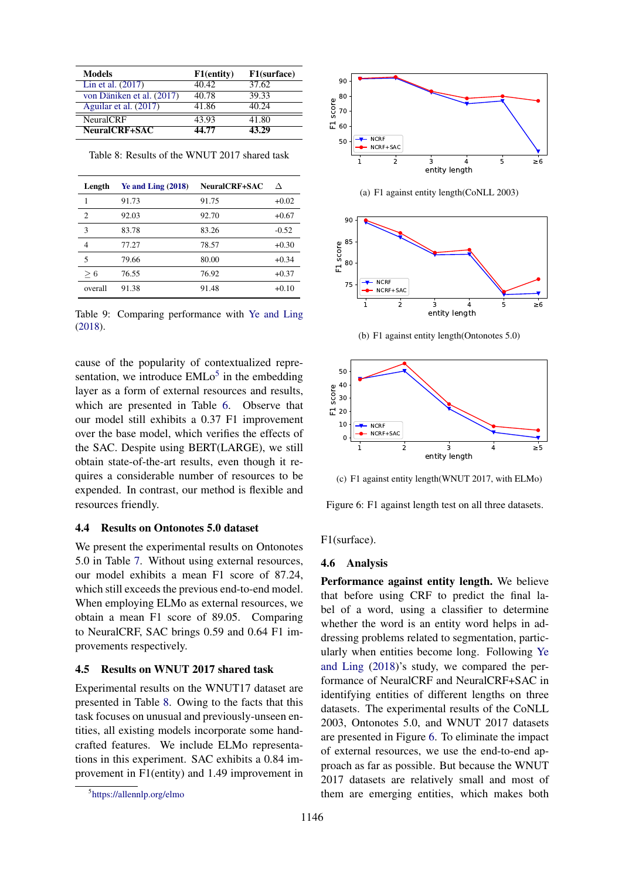| Models | F1(entity) | F1(surface) |
|---|---|---|
| Lin et al. (2017) | 40.42 | 37.62 |
| von Däniken et al. (2017) | 40.78 | 39.33 |
| Aguilar et al. (2017) | 41.86 | 40.24 |
| NeuralCRF | 43.93 | 41.80 |
| **NeuralCRF+SAC** | **44.77** | **43.29** |

Table 8: Results of the WNUT 2017 shared task

| Length | Ye and Ling (2018) | NeuralCRF+SAC | Δ |
|---|---|---|---|
| 1 | 91.73 | 91.75 | +0.02 |
| 2 | 92.03 | 92.70 | +0.67 |
| 3 | 83.78 | 83.26 | -0.52 |
| 4 | 77.27 | 78.57 | +0.30 |
| 5 | 79.66 | 80.00 | +0.34 |
| ≥ 6 | 76.55 | 76.92 | +0.37 |
| overall | 91.38 | 91.48 | +0.10 |

Table 9: Comparing performance with Ye and Ling (2018).

cause of the popularity of contextualized representation, we introduce EMLo[5] in the embedding layer as a form of external resources and results, which are presented in Table 6. Observe that our model still exhibits a 0.37 F1 improvement over the base model, which verifies the effects of the SAC. Despite using BERT(LARGE), we still obtain state-of-the-art results, even though it requires a considerable number of resources to be expended. In contrast, our method is flexible and resources friendly.

## 4.4 Results on Ontonotes 5.0 dataset

We present the experimental results on Ontonotes 5.0 in Table 7. Without using external resources, our model exhibits a mean F1 score of 87.24, which still exceeds the previous end-to-end model. When employing ELMo as external resources, we obtain a mean F1 score of 89.05. Comparing to NeuralCRF, SAC brings 0.59 and 0.64 F1 improvements respectively.

## 4.5 Results on WNUT 2017 shared task

Experimental results on the WNUT17 dataset are presented in Table 8. Owing to the facts that this task focuses on unusual and previously-unseen entities, all existing models incorporate some hand-crafted features. We include ELMo representations in this experiment. SAC exhibits a 0.84 improvement in F1(entity) and 1.49 improvement in F1(surface).

[5]https://allennlp.org/elmo

90
80
70
60
50
F1 score
NCRF
NCRF+SAC
1 2 3 4 5 ≥6
entity length

(a) F1 against entity length(CoNLL 2003)

90
85
80
75
F1 score
NCRF
NCRF+SAC
1 2 3 4 5 ≥6
entity length

(b) F1 against entity length(Ontonotes 5.0)

50
40
30
20
10
0
F1 score
NCRF
NCRF+SAC
1 2 3 4 ≥5
entity length

(c) F1 against entity length(WNUT 2017, with ELMo)

Figure 6: F1 against length test on all three datasets.

## 4.6 Analysis

**Performance against entity length.** We believe that before using CRF to predict the final label of a word, using a classifier to determine whether the word is an entity word helps in addressing problems related to segmentation, particularly when entities become long. Following Ye and Ling (2018)'s study, we compared the performance of NeuralCRF and NeuralCRF+SAC in identifying entities of different lengths on three datasets. The experimental results of the CoNLL 2003, Ontonotes 5.0, and WNUT 2017 datasets are presented in Figure 6. To eliminate the impact of external resources, we use the end-to-end approach as far as possible. But because the WNUT 2017 datasets are relatively small and most of them are emerging entities, which makes both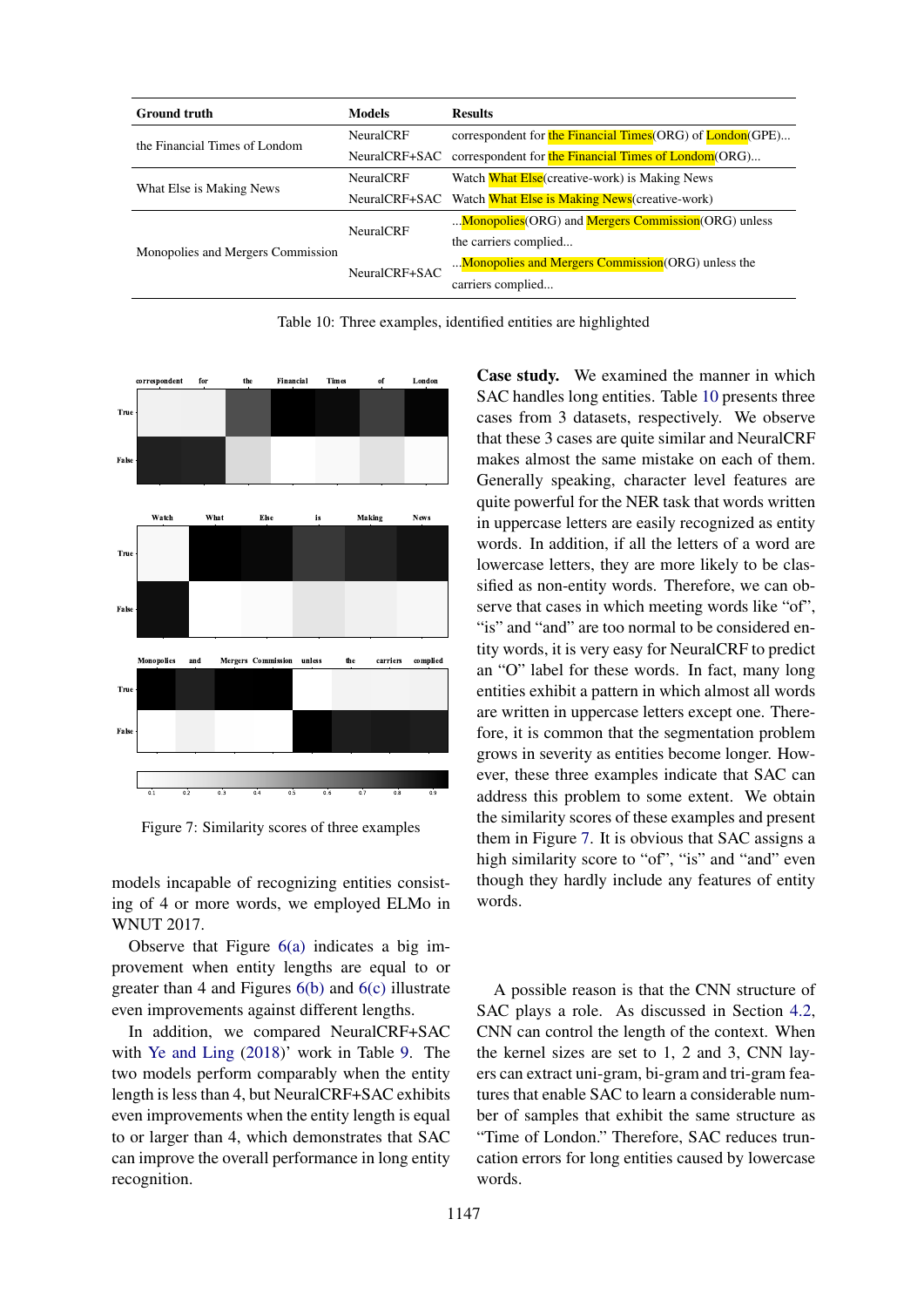| Ground truth | Models | Results |
|---|---|---|
| the Financial Times of Londom | NeuralCRF | correspondent for the Financial Times(ORG) of London(GPE)... |
| | NeuralCRF+SAC | correspondent for the Financial Times of London(ORG)... |
| What Else is Making News | NeuralCRF | Watch What Else(creative-work) is Making News |
| | NeuralCRF+SAC | Watch What Else is Making News(creative-work) |
| Monopolies and Mergers Commission | NeuralCRF | ...Monopolies(ORG) and Mergers Commission(ORG) unless the carriers complied... |
| | NeuralCRF+SAC | ...Monopolies and Mergers Commission(ORG) unless the carriers complied... |

Table 10: Three examples, identified entities are highlighted

correspondent for the Financial Times of London
True
False

Watch What Else is Making News
True
False

Monopolies and Mergers Commission unless the carriers complied
True
False

0.1 0.2 0.3 0.4 0.5 0.6 0.7 0.8 0.9

Figure 7: Similarity scores of three examples

models incapable of recognizing entities consisting of 4 or more words, we employed ELMo in WNUT 2017.

Observe that Figure 6(a) indicates a big improvement when entity lengths are equal to or greater than 4 and Figures 6(b) and 6(c) illustrate even improvements against different lengths.

In addition, we compared NeuralCRF+SAC with Ye and Ling (2018)' work in Table 9. The two models perform comparably when the entity length is less than 4, but NeuralCRF+SAC exhibits even improvements when the entity length is equal to or larger than 4, which demonstrates that SAC can improve the overall performance in long entity recognition.

**Case study.** We examined the manner in which SAC handles long entities. Table 10 presents three cases from 3 datasets, respectively. We observe that these 3 cases are quite similar and NeuralCRF makes almost the same mistake on each of them. Generally speaking, character level features are quite powerful for the NER task that words written in uppercase letters are easily recognized as entity words. In addition, if all the letters of a word are lowercase letters, they are more likely to be classified as non-entity words. Therefore, we can observe that cases in which meeting words like "of", "is" and "and" are too normal to be considered entity words, it is very easy for NeuralCRF to predict an "O" label for these words. In fact, many long entities exhibit a pattern in which almost all words are written in uppercase letters except one. Therefore, it is common that the segmentation problem grows in severity as entities become longer. However, these three examples indicate that SAC can address this problem to some extent. We obtain the similarity scores of these examples and present them in Figure 7. It is obvious that SAC assigns a high similarity score to "of", "is" and "and" even though they hardly include any features of entity words.

A possible reason is that the CNN structure of SAC plays a role. As discussed in Section 4.2, CNN can control the length of the context. When the kernel sizes are set to 1, 2 and 3, CNN layers can extract uni-gram, bi-gram and tri-gram features that enable SAC to learn a considerable number of samples that exhibit the same structure as "Time of London." Therefore, SAC reduces truncation errors for long entities caused by lowercase words.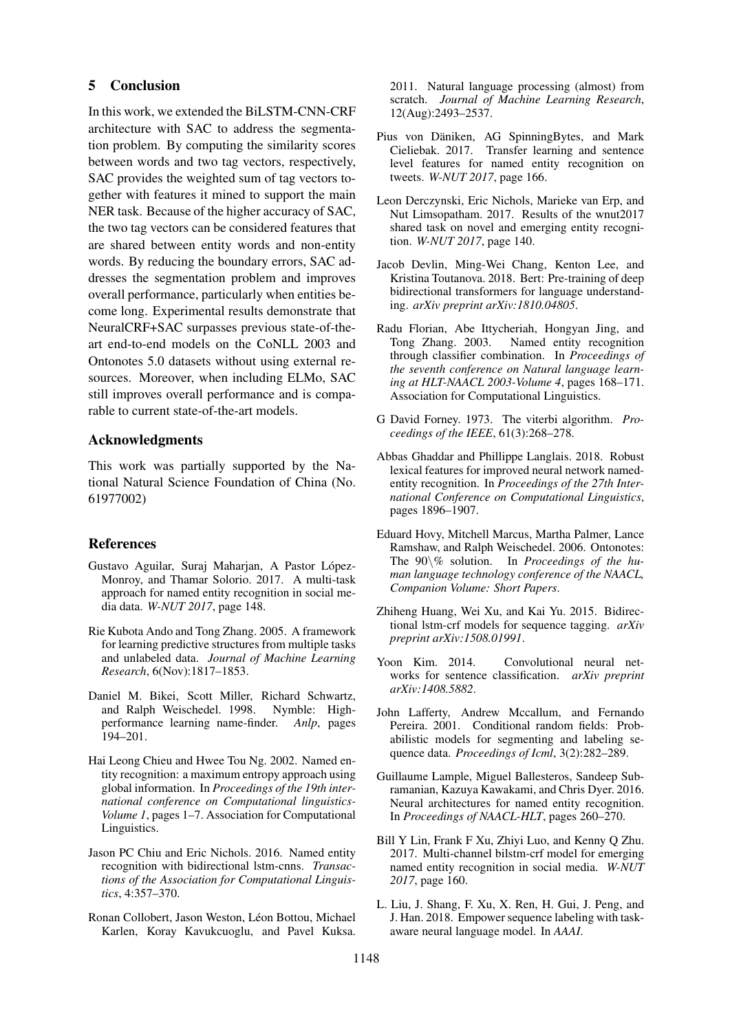## 5 Conclusion

In this work, we extended the BiLSTM-CNN-CRF architecture with SAC to address the segmentation problem. By computing the similarity scores between words and two tag vectors, respectively, SAC provides the weighted sum of tag vectors together with features it mined to support the main NER task. Because of the higher accuracy of SAC, the two tag vectors can be considered features that are shared between entity words and non-entity words. By reducing the boundary errors, SAC addresses the segmentation problem and improves overall performance, particularly when entities become long. Experimental results demonstrate that NeuralCRF+SAC surpasses previous state-of-the-art end-to-end models on the CoNLL 2003 and Ontonotes 5.0 datasets without using external resources. Moreover, when including ELMo, SAC still improves overall performance and is comparable to current state-of-the-art models.

## Acknowledgments

This work was partially supported by the National Natural Science Foundation of China (No. 61977002)

## References

Gustavo Aguilar, Suraj Maharjan, A Pastor López-Monroy, and Thamar Solorio. 2017. A multi-task approach for named entity recognition in social media data. *W-NUT 2017*, page 148.

Rie Kubota Ando and Tong Zhang. 2005. A framework for learning predictive structures from multiple tasks and unlabeled data. *Journal of Machine Learning Research*, 6(Nov):1817–1853.

Daniel M. Bikei, Scott Miller, Richard Schwartz, and Ralph Weischedel. 1998. Nymble: High-performance learning name-finder. *Anlp*, pages 194–201.

Hai Leong Chieu and Hwee Tou Ng. 2002. Named entity recognition: a maximum entropy approach using global information. In *Proceedings of the 19th international conference on Computational linguistics-Volume 1*, pages 1–7. Association for Computational Linguistics.

Jason PC Chiu and Eric Nichols. 2016. Named entity recognition with bidirectional lstm-cnns. *Transactions of the Association for Computational Linguistics*, 4:357–370.

Ronan Collobert, Jason Weston, Léon Bottou, Michael Karlen, Koray Kavukcuoglu, and Pavel Kuksa. 2011. Natural language processing (almost) from scratch. *Journal of Machine Learning Research*, 12(Aug):2493–2537.

Pius von Däniken, AG SpinningBytes, and Mark Cieliebak. 2017. Transfer learning and sentence level features for named entity recognition on tweets. *W-NUT 2017*, page 166.

Leon Derczynski, Eric Nichols, Marieke van Erp, and Nut Limsopatham. 2017. Results of the wnut2017 shared task on novel and emerging entity recognition. *W-NUT 2017*, page 140.

Jacob Devlin, Ming-Wei Chang, Kenton Lee, and Kristina Toutanova. 2018. Bert: Pre-training of deep bidirectional transformers for language understanding. *arXiv preprint arXiv:1810.04805*.

Radu Florian, Abe Ittycheriah, Hongyan Jing, and Tong Zhang. 2003. Named entity recognition through classifier combination. In *Proceedings of the seventh conference on Natural language learning at HLT-NAACL 2003-Volume 4*, pages 168–171. Association for Computational Linguistics.

G David Forney. 1973. The viterbi algorithm. *Proceedings of the IEEE*, 61(3):268–278.

Abbas Ghaddar and Phillippe Langlais. 2018. Robust lexical features for improved neural network named-entity recognition. In *Proceedings of the 27th International Conference on Computational Linguistics*, pages 1896–1907.

Eduard Hovy, Mitchell Marcus, Martha Palmer, Lance Ramshaw, and Ralph Weischedel. 2006. Ontonotes: The 90\% solution. In *Proceedings of the human language technology conference of the NAACL, Companion Volume: Short Papers*.

Zhiheng Huang, Wei Xu, and Kai Yu. 2015. Bidirectional lstm-crf models for sequence tagging. *arXiv preprint arXiv:1508.01991*.

Yoon Kim. 2014. Convolutional neural networks for sentence classification. *arXiv preprint arXiv:1408.5882*.

John Lafferty, Andrew Mccallum, and Fernando Pereira. 2001. Conditional random fields: Probabilistic models for segmenting and labeling sequence data. *Proceedings of Icml*, 3(2):282–289.

Guillaume Lample, Miguel Ballesteros, Sandeep Subramanian, Kazuya Kawakami, and Chris Dyer. 2016. Neural architectures for named entity recognition. In *Proceedings of NAACL-HLT*, pages 260–270.

Bill Y Lin, Frank F Xu, Zhiyi Luo, and Kenny Q Zhu. 2017. Multi-channel bilstm-crf model for emerging named entity recognition in social media. *W-NUT 2017*, page 160.

L. Liu, J. Shang, F. Xu, X. Ren, H. Gui, J. Peng, and J. Han. 2018. Empower sequence labeling with task-aware neural language model. In *AAAI*.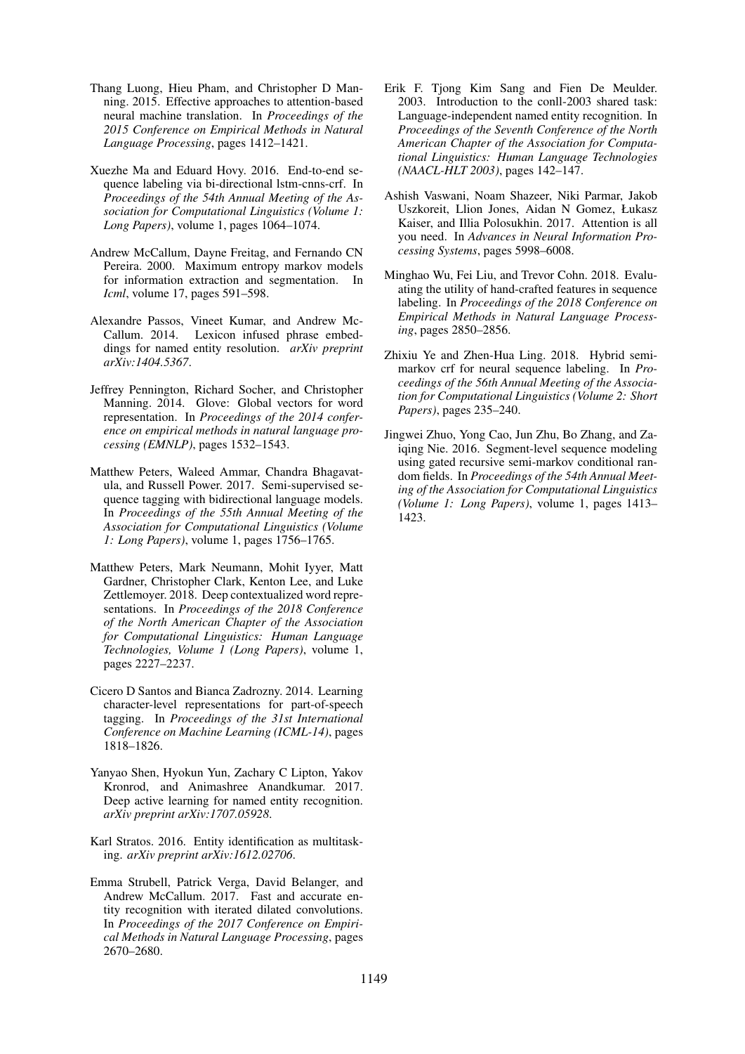Thang Luong, Hieu Pham, and Christopher D Manning. 2015. Effective approaches to attention-based neural machine translation. In *Proceedings of the 2015 Conference on Empirical Methods in Natural Language Processing*, pages 1412–1421.

Xuezhe Ma and Eduard Hovy. 2016. End-to-end sequence labeling via bi-directional lstm-cnns-crf. In *Proceedings of the 54th Annual Meeting of the Association for Computational Linguistics (Volume 1: Long Papers)*, volume 1, pages 1064–1074.

Andrew McCallum, Dayne Freitag, and Fernando CN Pereira. 2000. Maximum entropy markov models for information extraction and segmentation. In *Icml*, volume 17, pages 591–598.

Alexandre Passos, Vineet Kumar, and Andrew McCallum. 2014. Lexicon infused phrase embeddings for named entity resolution. *arXiv preprint arXiv:1404.5367*.

Jeffrey Pennington, Richard Socher, and Christopher Manning. 2014. Glove: Global vectors for word representation. In *Proceedings of the 2014 conference on empirical methods in natural language processing (EMNLP)*, pages 1532–1543.

Matthew Peters, Waleed Ammar, Chandra Bhagavatula, and Russell Power. 2017. Semi-supervised sequence tagging with bidirectional language models. In *Proceedings of the 55th Annual Meeting of the Association for Computational Linguistics (Volume 1: Long Papers)*, volume 1, pages 1756–1765.

Matthew Peters, Mark Neumann, Mohit Iyyer, Matt Gardner, Christopher Clark, Kenton Lee, and Luke Zettlemoyer. 2018. Deep contextualized word representations. In *Proceedings of the 2018 Conference of the North American Chapter of the Association for Computational Linguistics: Human Language Technologies, Volume 1 (Long Papers)*, volume 1, pages 2227–2237.

Cicero D Santos and Bianca Zadrozny. 2014. Learning character-level representations for part-of-speech tagging. In *Proceedings of the 31st International Conference on Machine Learning (ICML-14)*, pages 1818–1826.

Yanyao Shen, Hyokun Yun, Zachary C Lipton, Yakov Kronrod, and Animashree Anandkumar. 2017. Deep active learning for named entity recognition. *arXiv preprint arXiv:1707.05928*.

Karl Stratos. 2016. Entity identification as multitasking. *arXiv preprint arXiv:1612.02706*.

Emma Strubell, Patrick Verga, David Belanger, and Andrew McCallum. 2017. Fast and accurate entity recognition with iterated dilated convolutions. In *Proceedings of the 2017 Conference on Empirical Methods in Natural Language Processing*, pages 2670–2680.

Erik F. Tjong Kim Sang and Fien De Meulder. 2003. Introduction to the conll-2003 shared task: Language-independent named entity recognition. In *Proceedings of the Seventh Conference of the North American Chapter of the Association for Computational Linguistics: Human Language Technologies (NAACL-HLT 2003)*, pages 142–147.

Ashish Vaswani, Noam Shazeer, Niki Parmar, Jakob Uszkoreit, Llion Jones, Aidan N Gomez, Łukasz Kaiser, and Illia Polosukhin. 2017. Attention is all you need. In *Advances in Neural Information Processing Systems*, pages 5998–6008.

Minghao Wu, Fei Liu, and Trevor Cohn. 2018. Evaluating the utility of hand-crafted features in sequence labeling. In *Proceedings of the 2018 Conference on Empirical Methods in Natural Language Processing*, pages 2850–2856.

Zhixiu Ye and Zhen-Hua Ling. 2018. Hybrid semi-markov crf for neural sequence labeling. In *Proceedings of the 56th Annual Meeting of the Association for Computational Linguistics (Volume 2: Short Papers)*, pages 235–240.

Jingwei Zhuo, Yong Cao, Jun Zhu, Bo Zhang, and Zaiqing Nie. 2016. Segment-level sequence modeling using gated recursive semi-markov conditional random fields. In *Proceedings of the 54th Annual Meeting of the Association for Computational Linguistics (Volume 1: Long Papers)*, volume 1, pages 1413–1423.